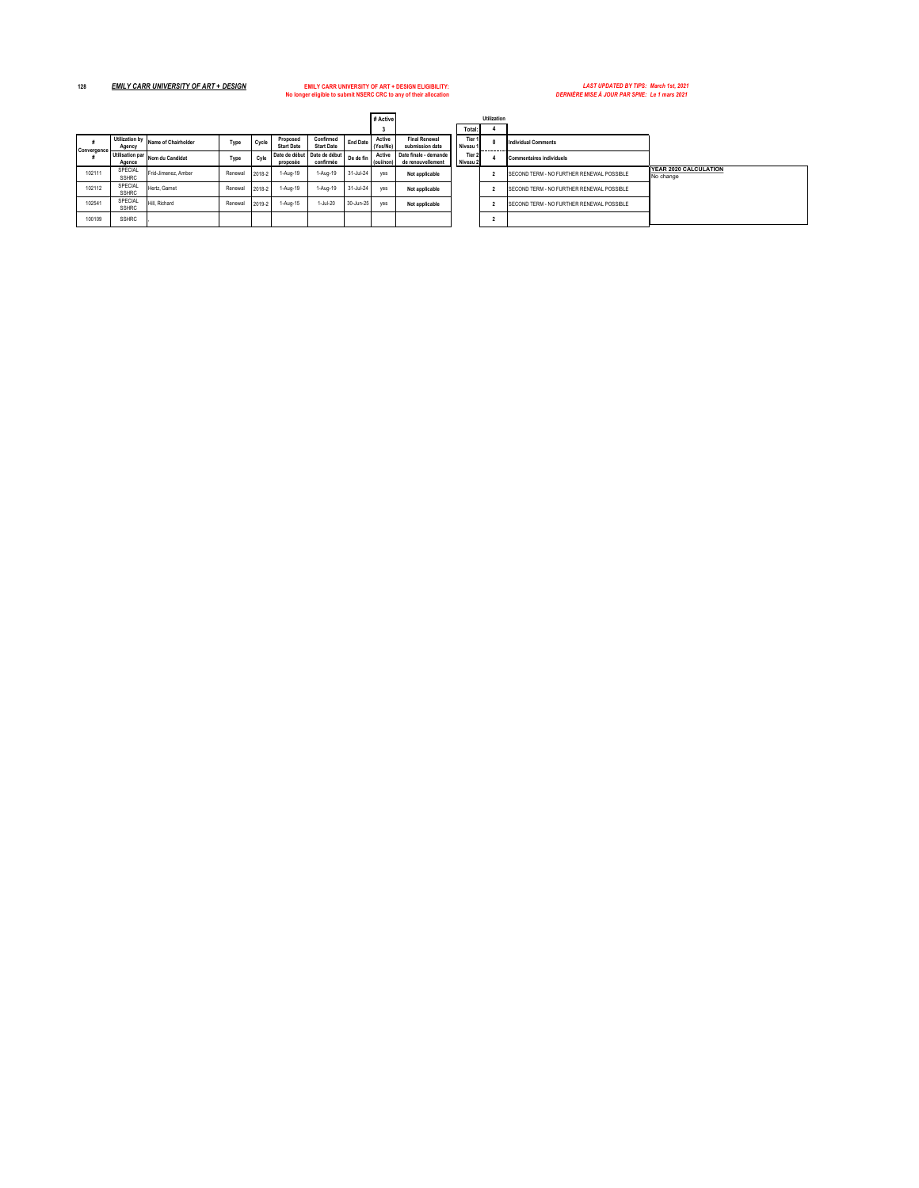128 **_EMILY CARR UNIVERSITY OF ART + DESIGN_**

**EMILY CARR UNIVERSITY OF ART + DESIGN ELIGIBILITY:**
**No longer eligible to submit NSERC CRC to any of their allocation**

***LAST UPDATED BY TIPS: March 1st, 2021***
***DERNIÈRE MISE À JOUR PAR SPIIE: Le 1 mars 2021***

| | | | | | | | | # Active | | | Utilization |
|---|---|---|---|---|---|---|---|---|---|---|---|
| | | | | | | | | 3 | | Total: | 4 |

| # Convergence # | Utilization by Agency / Utilisation par Agence | Name of Chairholder / Nom du Candidat | Type / Type | Cycle / Cyle | Proposed Start Date / Date de début proposée | Confirmed Start Date / Date de début confirmée | End Date / De de fin | Active (Yes/No) / Active (oui/non) | Final Renewal submission date / Date finale - demande de renouvellement | Tier 1 Niveau 1: 0 / Tier 2 Niveau 2: 4 | Individual Comments / Commentaires individuels |
|---|---|---|---|---|---|---|---|---|---|---|---|
| 102111 | SPECIAL SSHRC | Frid-Jimenez, Amber | Renewal | 2018-2 | 1-Aug-19 | 1-Aug-19 | 31-Jul-24 | yes | **Not applicable** | 2 | SECOND TERM - NO FURTHER RENEWAL POSSIBLE |
| 102112 | SPECIAL SSHRC | Hertz, Garnet | Renewal | 2018-2 | 1-Aug-19 | 1-Aug-19 | 31-Jul-24 | yes | **Not applicable** | 2 | SECOND TERM - NO FURTHER RENEWAL POSSIBLE |
| 102541 | SPECIAL SSHRC | Hill, Richard | Renewal | 2019-2 | 1-Aug-15 | 1-Jul-20 | 30-Jun-25 | yes | **Not applicable** | 2 | SECOND TERM - NO FURTHER RENEWAL POSSIBLE |
| 100109 | SSHRC | , | | | | | | | | 2 | |

**YEAR 2020 CALCULATION**
No change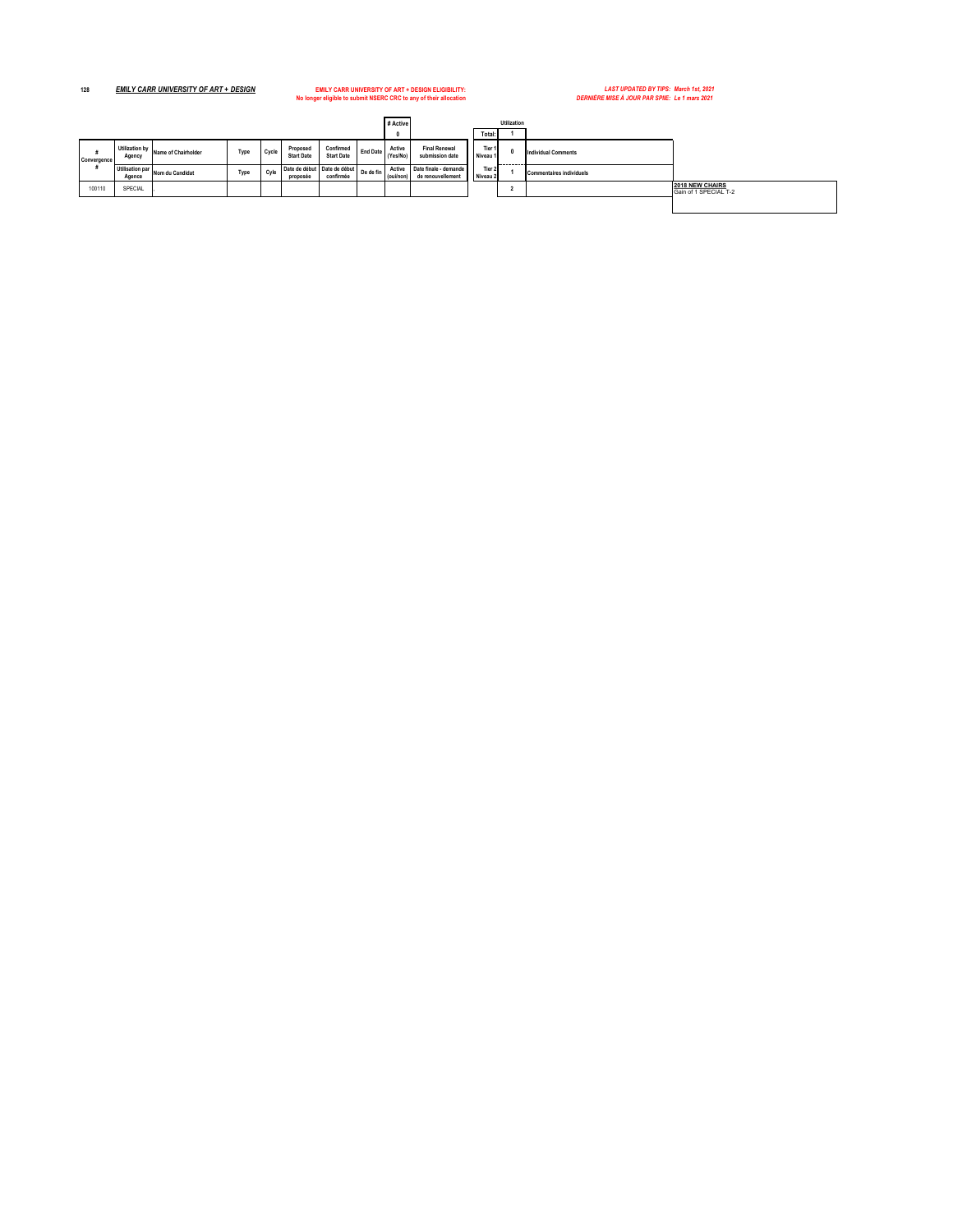128 ***EMILY CARR UNIVERSITY OF ART + DESIGN***

**EMILY CARR UNIVERSITY OF ART + DESIGN ELIGIBILITY:**
**No longer eligible to submit NSERC CRC to any of their allocation**

***LAST UPDATED BY TIPS: March 1st, 2021***
***DERNIÈRE MISE À JOUR PAR SPIIE: Le 1 mars 2021***

| | | | | | | | | # Active | | | Utilization | |
|---|---|---|---|---|---|---|---|---|---|---|---|---|
| | | | | | | | | 0 | | Total: | 1 | |
| # Convergence # | Utilization by Agency | Name of Chairholder | Type | Cycle | Proposed Start Date | Confirmed Start Date | End Date | Active (Yes/No) | Final Renewal submission date | Tier 1 Niveau 1 | 0 | Individual Comments |
| | Utilisation par Agence | Nom du Candidat | Type | Cyle | Date de début proposée | Date de début confirmée | De de fin | Active (oui/non) | Date finale - demande de renouvellement | Tier 2 Niveau 2 | 1 | Commentaires individuels |
| 100110 | SPECIAL | . | | | | | | | | | 2 | |

**2018 NEW CHAIRS**
Gain of 1 SPECIAL T-2